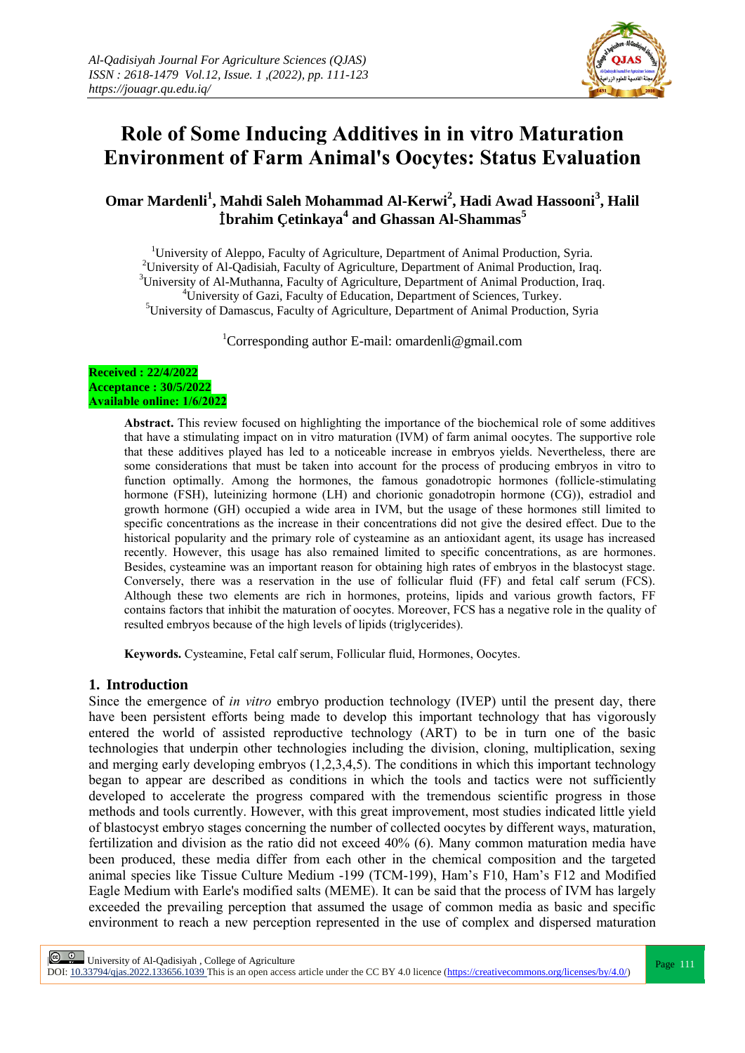# Role of Some Inducing Additives in in vitro Maturation Environment of Farm Animal's Oocytes: Status Evaluation

**Omar Mardenli[1], Mahdi Saleh Mohammad Al-Kerwi[2], Hadi Awad Hassooni[3], Halil İbrahim Çetinkaya[4] and Ghassan Al-Shammas[5]**

[1]University of Aleppo, Faculty of Agriculture, Department of Animal Production, Syria.
[2]University of Al-Qadisiah, Faculty of Agriculture, Department of Animal Production, Iraq.
[3]University of Al-Muthanna, Faculty of Agriculture, Department of Animal Production, Iraq.
[4]University of Gazi, Faculty of Education, Department of Sciences, Turkey.
[5]University of Damascus, Faculty of Agriculture, Department of Animal Production, Syria

[1]Corresponding author E-mail: omardenli@gmail.com

**Received : 22/4/2022**
**Acceptance : 30/5/2022**
**Available online: 1/6/2022**

**Abstract.** This review focused on highlighting the importance of the biochemical role of some additives that have a stimulating impact on in vitro maturation (IVM) of farm animal oocytes. The supportive role that these additives played has led to a noticeable increase in embryos yields. Nevertheless, there are some considerations that must be taken into account for the process of producing embryos in vitro to function optimally. Among the hormones, the famous gonadotropic hormones (follicle-stimulating hormone (FSH), luteinizing hormone (LH) and chorionic gonadotropin hormone (CG)), estradiol and growth hormone (GH) occupied a wide area in IVM, but the usage of these hormones still limited to specific concentrations as the increase in their concentrations did not give the desired effect. Due to the historical popularity and the primary role of cysteamine as an antioxidant agent, its usage has increased recently. However, this usage has also remained limited to specific concentrations, as are hormones. Besides, cysteamine was an important reason for obtaining high rates of embryos in the blastocyst stage. Conversely, there was a reservation in the use of follicular fluid (FF) and fetal calf serum (FCS). Although these two elements are rich in hormones, proteins, lipids and various growth factors, FF contains factors that inhibit the maturation of oocytes. Moreover, FCS has a negative role in the quality of resulted embryos because of the high levels of lipids (triglycerides).

**Keywords.** Cysteamine, Fetal calf serum, Follicular fluid, Hormones, Oocytes.

## 1. Introduction

Since the emergence of *in vitro* embryo production technology (IVEP) until the present day, there have been persistent efforts being made to develop this important technology that has vigorously entered the world of assisted reproductive technology (ART) to be in turn one of the basic technologies that underpin other technologies including the division, cloning, multiplication, sexing and merging early developing embryos (1,2,3,4,5). The conditions in which this important technology began to appear are described as conditions in which the tools and tactics were not sufficiently developed to accelerate the progress compared with the tremendous scientific progress in those methods and tools currently. However, with this great improvement, most studies indicated little yield of blastocyst embryo stages concerning the number of collected oocytes by different ways, maturation, fertilization and division as the ratio did not exceed 40% (6). Many common maturation media have been produced, these media differ from each other in the chemical composition and the targeted animal species like Tissue Culture Medium -199 (TCM-199), Ham's F10, Ham's F12 and Modified Eagle Medium with Earle's modified salts (MEME). It can be said that the process of IVM has largely exceeded the prevailing perception that assumed the usage of common media as basic and specific environment to reach a new perception represented in the use of complex and dispersed maturation

University of Al-Qadisiyah , College of Agriculture
DOI: 10.33794/qjas.2022.133656.1039 This is an open access article under the CC BY 4.0 licence (https://creativecommons.org/licenses/by/4.0/)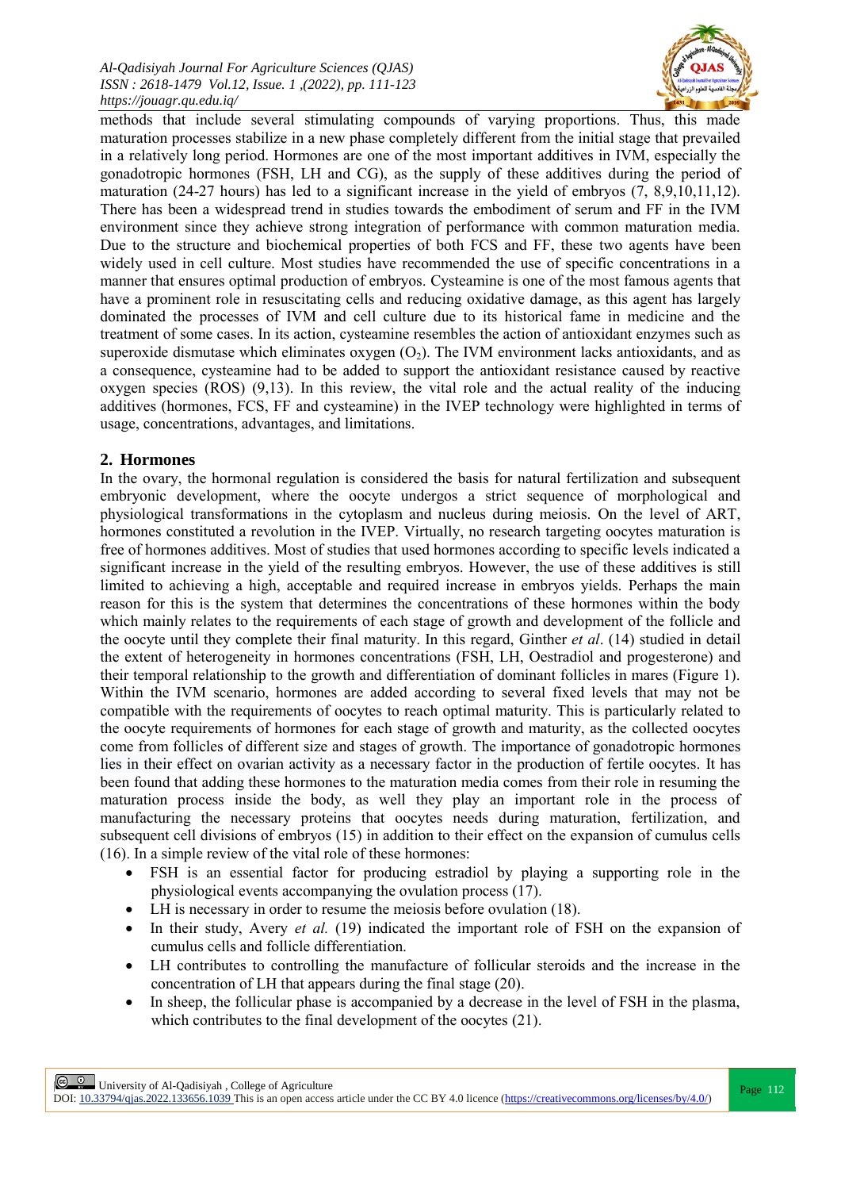methods that include several stimulating compounds of varying proportions. Thus, this made maturation processes stabilize in a new phase completely different from the initial stage that prevailed in a relatively long period. Hormones are one of the most important additives in IVM, especially the gonadotropic hormones (FSH, LH and CG), as the supply of these additives during the period of maturation (24-27 hours) has led to a significant increase in the yield of embryos (7, 8,9,10,11,12). There has been a widespread trend in studies towards the embodiment of serum and FF in the IVM environment since they achieve strong integration of performance with common maturation media. Due to the structure and biochemical properties of both FCS and FF, these two agents have been widely used in cell culture. Most studies have recommended the use of specific concentrations in a manner that ensures optimal production of embryos. Cysteamine is one of the most famous agents that have a prominent role in resuscitating cells and reducing oxidative damage, as this agent has largely dominated the processes of IVM and cell culture due to its historical fame in medicine and the treatment of some cases. In its action, cysteamine resembles the action of antioxidant enzymes such as superoxide dismutase which eliminates oxygen ($O_2$). The IVM environment lacks antioxidants, and as a consequence, cysteamine had to be added to support the antioxidant resistance caused by reactive oxygen species (ROS) (9,13). In this review, the vital role and the actual reality of the inducing additives (hormones, FCS, FF and cysteamine) in the IVEP technology were highlighted in terms of usage, concentrations, advantages, and limitations.

## 2. Hormones

In the ovary, the hormonal regulation is considered the basis for natural fertilization and subsequent embryonic development, where the oocyte undergos a strict sequence of morphological and physiological transformations in the cytoplasm and nucleus during meiosis. On the level of ART, hormones constituted a revolution in the IVEP. Virtually, no research targeting oocytes maturation is free of hormones additives. Most of studies that used hormones according to specific levels indicated a significant increase in the yield of the resulting embryos. However, the use of these additives is still limited to achieving a high, acceptable and required increase in embryos yields. Perhaps the main reason for this is the system that determines the concentrations of these hormones within the body which mainly relates to the requirements of each stage of growth and development of the follicle and the oocyte until they complete their final maturity. In this regard, Ginther *et al*. (14) studied in detail the extent of heterogeneity in hormones concentrations (FSH, LH, Oestradiol and progesterone) and their temporal relationship to the growth and differentiation of dominant follicles in mares (Figure 1). Within the IVM scenario, hormones are added according to several fixed levels that may not be compatible with the requirements of oocytes to reach optimal maturity. This is particularly related to the oocyte requirements of hormones for each stage of growth and maturity, as the collected oocytes come from follicles of different size and stages of growth. The importance of gonadotropic hormones lies in their effect on ovarian activity as a necessary factor in the production of fertile oocytes. It has been found that adding these hormones to the maturation media comes from their role in resuming the maturation process inside the body, as well they play an important role in the process of manufacturing the necessary proteins that oocytes needs during maturation, fertilization, and subsequent cell divisions of embryos (15) in addition to their effect on the expansion of cumulus cells (16). In a simple review of the vital role of these hormones:

- FSH is an essential factor for producing estradiol by playing a supporting role in the physiological events accompanying the ovulation process (17).
- LH is necessary in order to resume the meiosis before ovulation (18).
- In their study, Avery *et al.* (19) indicated the important role of FSH on the expansion of cumulus cells and follicle differentiation.
- LH contributes to controlling the manufacture of follicular steroids and the increase in the concentration of LH that appears during the final stage (20).
- In sheep, the follicular phase is accompanied by a decrease in the level of FSH in the plasma, which contributes to the final development of the oocytes (21).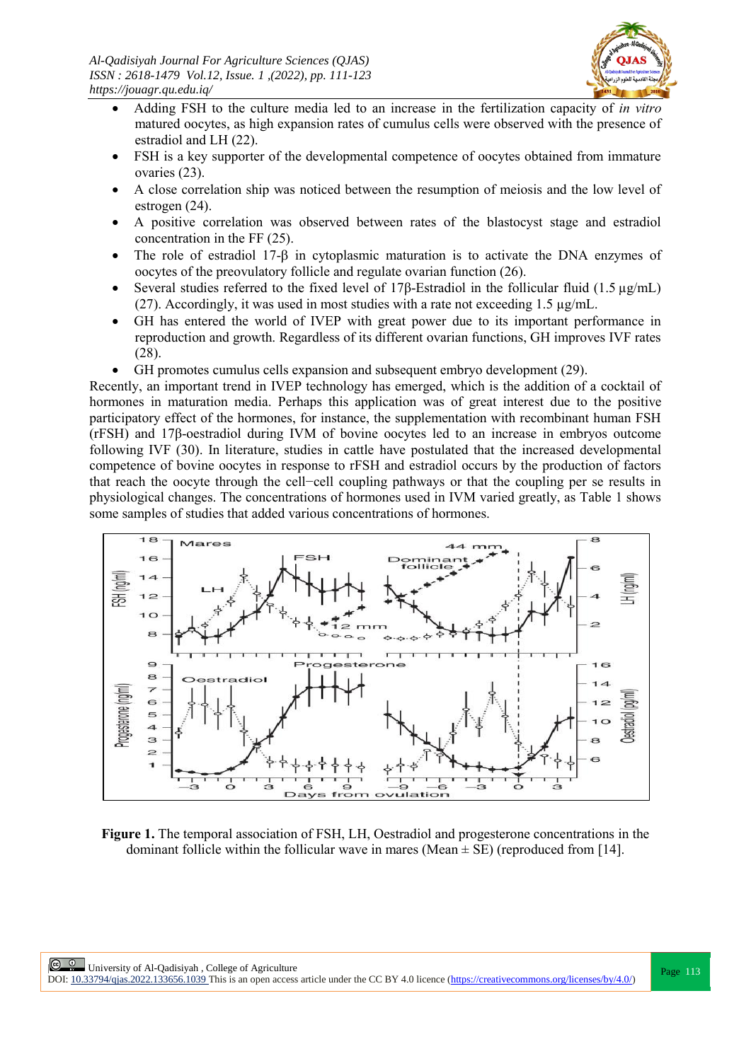- Adding FSH to the culture media led to an increase in the fertilization capacity of *in vitro* matured oocytes, as high expansion rates of cumulus cells were observed with the presence of estradiol and LH (22).
- FSH is a key supporter of the developmental competence of oocytes obtained from immature ovaries (23).
- A close correlation ship was noticed between the resumption of meiosis and the low level of estrogen (24).
- A positive correlation was observed between rates of the blastocyst stage and estradiol concentration in the FF (25).
- The role of estradiol 17-β in cytoplasmic maturation is to activate the DNA enzymes of oocytes of the preovulatory follicle and regulate ovarian function (26).
- Several studies referred to the fixed level of 17β-Estradiol in the follicular fluid (1.5 µg/mL) (27). Accordingly, it was used in most studies with a rate not exceeding 1.5 µg/mL.
- GH has entered the world of IVEP with great power due to its important performance in reproduction and growth. Regardless of its different ovarian functions, GH improves IVF rates (28).
- GH promotes cumulus cells expansion and subsequent embryo development (29).

Recently, an important trend in IVEP technology has emerged, which is the addition of a cocktail of hormones in maturation media. Perhaps this application was of great interest due to the positive participatory effect of the hormones, for instance, the supplementation with recombinant human FSH (rFSH) and 17β-oestradiol during IVM of bovine oocytes led to an increase in embryos outcome following IVF (30). In literature, studies in cattle have postulated that the increased developmental competence of bovine oocytes in response to rFSH and estradiol occurs by the production of factors that reach the oocyte through the cell−cell coupling pathways or that the coupling per se results in physiological changes. The concentrations of hormones used in IVM varied greatly, as Table 1 shows some samples of studies that added various concentrations of hormones.

**Figure 1.** The temporal association of FSH, LH, Oestradiol and progesterone concentrations in the dominant follicle within the follicular wave in mares (Mean ± SE) (reproduced from [14].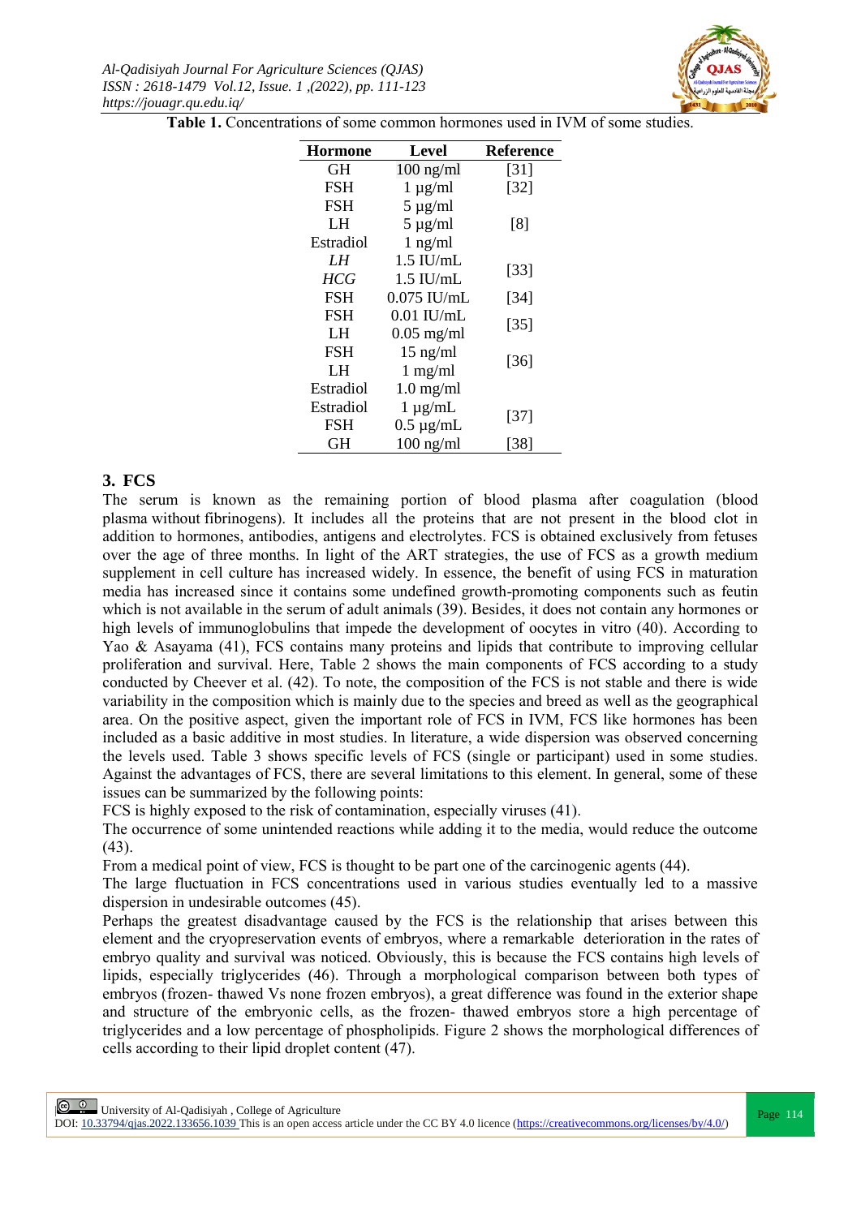**Table 1.** Concentrations of some common hormones used in IVM of some studies.

| Hormone | Level | Reference |
|---|---|---|
| GH | 100 ng/ml | [31] |
| FSH | 1 µg/ml | [32] |
| FSH | 5 µg/ml | [8] |
| LH | 5 µg/ml | |
| Estradiol | 1 ng/ml | |
| *LH* | 1.5 IU/mL | [33] |
| *HCG* | 1.5 IU/mL | |
| FSH | 0.075 IU/mL | [34] |
| FSH | 0.01 IU/mL | [35] |
| LH | 0.05 mg/ml | |
| FSH | 15 ng/ml | [36] |
| LH | 1 mg/ml | |
| Estradiol | 1.0 mg/ml | |
| Estradiol | 1 µg/mL | [37] |
| FSH | 0.5 µg/mL | |
| GH | 100 ng/ml | [38] |

## 3. FCS

The serum is known as the remaining portion of blood plasma after coagulation (blood plasma without fibrinogens). It includes all the proteins that are not present in the blood clot in addition to hormones, antibodies, antigens and electrolytes. FCS is obtained exclusively from fetuses over the age of three months. In light of the ART strategies, the use of FCS as a growth medium supplement in cell culture has increased widely. In essence, the benefit of using FCS in maturation media has increased since it contains some undefined growth-promoting components such as feutin which is not available in the serum of adult animals (39). Besides, it does not contain any hormones or high levels of immunoglobulins that impede the development of oocytes in vitro (40). According to Yao & Asayama (41), FCS contains many proteins and lipids that contribute to improving cellular proliferation and survival. Here, Table 2 shows the main components of FCS according to a study conducted by Cheever et al. (42). To note, the composition of the FCS is not stable and there is wide variability in the composition which is mainly due to the species and breed as well as the geographical area. On the positive aspect, given the important role of FCS in IVM, FCS like hormones has been included as a basic additive in most studies. In literature, a wide dispersion was observed concerning the levels used. Table 3 shows specific levels of FCS (single or participant) used in some studies. Against the advantages of FCS, there are several limitations to this element. In general, some of these issues can be summarized by the following points:

FCS is highly exposed to the risk of contamination, especially viruses (41).

The occurrence of some unintended reactions while adding it to the media, would reduce the outcome (43).

From a medical point of view, FCS is thought to be part one of the carcinogenic agents (44).

The large fluctuation in FCS concentrations used in various studies eventually led to a massive dispersion in undesirable outcomes (45).

Perhaps the greatest disadvantage caused by the FCS is the relationship that arises between this element and the cryopreservation events of embryos, where a remarkable deterioration in the rates of embryo quality and survival was noticed. Obviously, this is because the FCS contains high levels of lipids, especially triglycerides (46). Through a morphological comparison between both types of embryos (frozen- thawed Vs none frozen embryos), a great difference was found in the exterior shape and structure of the embryonic cells, as the frozen- thawed embryos store a high percentage of triglycerides and a low percentage of phospholipids. Figure 2 shows the morphological differences of cells according to their lipid droplet content (47).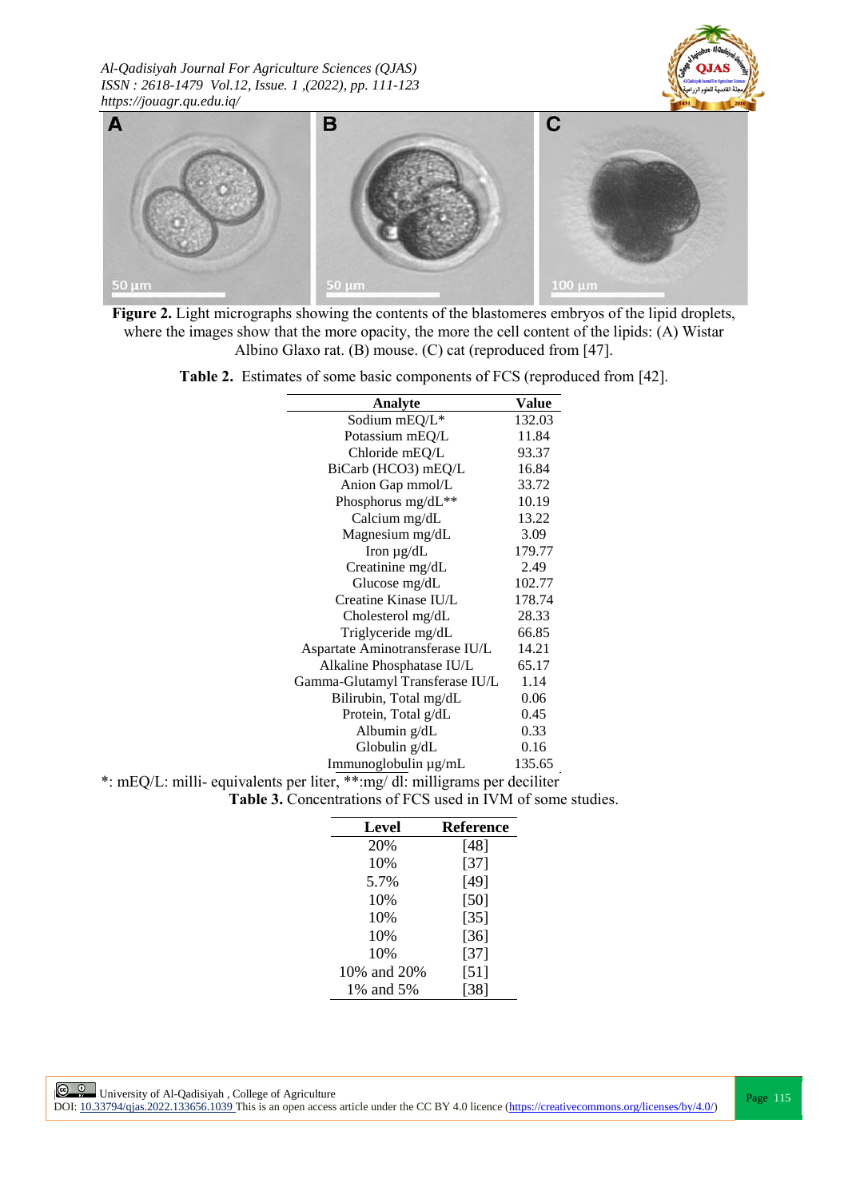**Figure 2.** Light micrographs showing the contents of the blastomeres embryos of the lipid droplets, where the images show that the more opacity, the more the cell content of the lipids: (A) Wistar Albino Glaxo rat. (B) mouse. (C) cat (reproduced from [47].

**Table 2.** Estimates of some basic components of FCS (reproduced from [42].

| Analyte | Value |
|---|---|
| Sodium mEQ/L* | 132.03 |
| Potassium mEQ/L | 11.84 |
| Chloride mEQ/L | 93.37 |
| BiCarb (HCO3) mEQ/L | 16.84 |
| Anion Gap mmol/L | 33.72 |
| Phosphorus mg/dL** | 10.19 |
| Calcium mg/dL | 13.22 |
| Magnesium mg/dL | 3.09 |
| Iron µg/dL | 179.77 |
| Creatinine mg/dL | 2.49 |
| Glucose mg/dL | 102.77 |
| Creatine Kinase IU/L | 178.74 |
| Cholesterol mg/dL | 28.33 |
| Triglyceride mg/dL | 66.85 |
| Aspartate Aminotransferase IU/L | 14.21 |
| Alkaline Phosphatase IU/L | 65.17 |
| Gamma-Glutamyl Transferase IU/L | 1.14 |
| Bilirubin, Total mg/dL | 0.06 |
| Protein, Total g/dL | 0.45 |
| Albumin g/dL | 0.33 |
| Globulin g/dL | 0.16 |
| Immunoglobulin µg/mL | 135.65 |

*: mEQ/L: milli- equivalents per liter, **:mg/ dl: milligrams per deciliter

**Table 3.** Concentrations of FCS used in IVM of some studies.

| Level | Reference |
|---|---|
| 20% | [48] |
| 10% | [37] |
| 5.7% | [49] |
| 10% | [50] |
| 10% | [35] |
| 10% | [36] |
| 10% | [37] |
| 10% and 20% | [51] |
| 1% and 5% | [38] |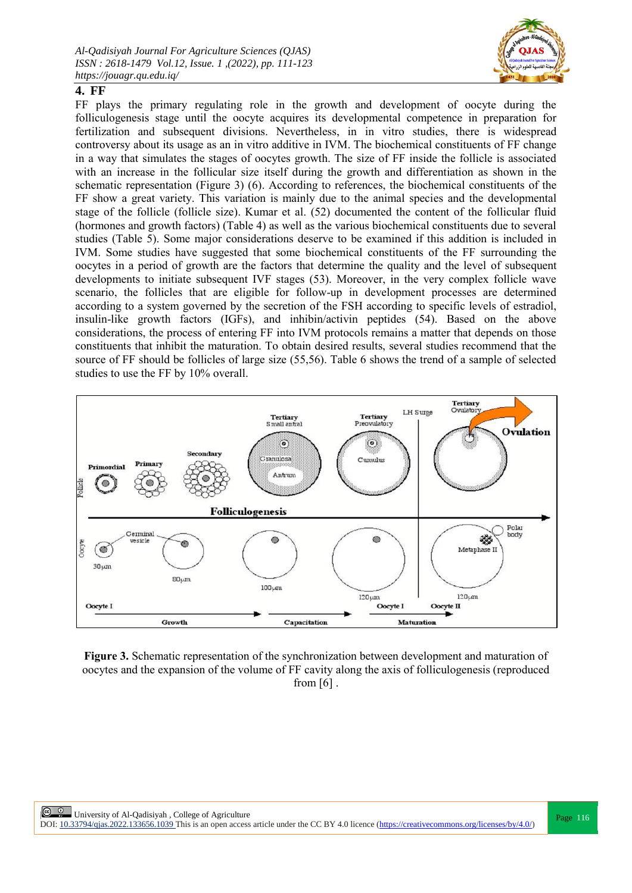## 4. FF

FF plays the primary regulating role in the growth and development of oocyte during the folliculogenesis stage until the oocyte acquires its developmental competence in preparation for fertilization and subsequent divisions. Nevertheless, in in vitro studies, there is widespread controversy about its usage as an in vitro additive in IVM. The biochemical constituents of FF change in a way that simulates the stages of oocytes growth. The size of FF inside the follicle is associated with an increase in the follicular size itself during the growth and differentiation as shown in the schematic representation (Figure 3) (6). According to references, the biochemical constituents of the FF show a great variety. This variation is mainly due to the animal species and the developmental stage of the follicle (follicle size). Kumar et al. (52) documented the content of the follicular fluid (hormones and growth factors) (Table 4) as well as the various biochemical constituents due to several studies (Table 5). Some major considerations deserve to be examined if this addition is included in IVM. Some studies have suggested that some biochemical constituents of the FF surrounding the oocytes in a period of growth are the factors that determine the quality and the level of subsequent developments to initiate subsequent IVF stages (53). Moreover, in the very complex follicle wave scenario, the follicles that are eligible for follow-up in development processes are determined according to a system governed by the secretion of the FSH according to specific levels of estradiol, insulin-like growth factors (IGFs), and inhibin/activin peptides (54). Based on the above considerations, the process of entering FF into IVM protocols remains a matter that depends on those constituents that inhibit the maturation. To obtain desired results, several studies recommend that the source of FF should be follicles of large size (55,56). Table 6 shows the trend of a sample of selected studies to use the FF by 10% overall.

**Figure 3.** Schematic representation of the synchronization between development and maturation of oocytes and the expansion of the volume of FF cavity along the axis of folliculogenesis (reproduced from [6] .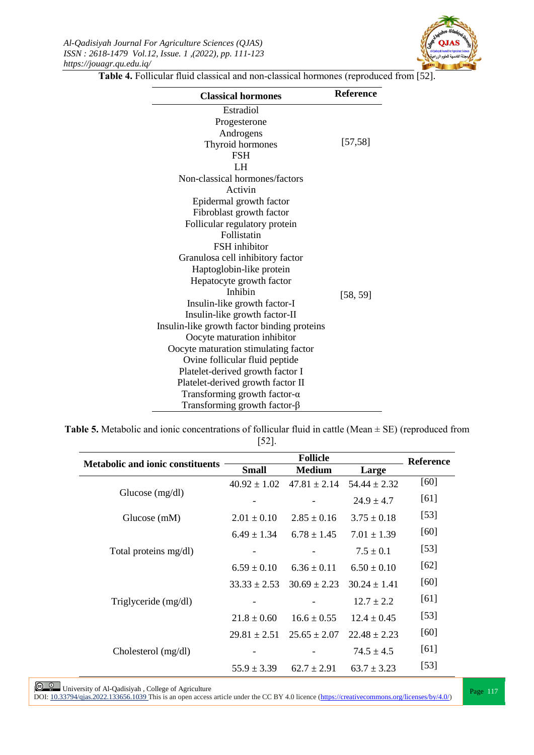**Table 4.** Follicular fluid classical and non-classical hormones (reproduced from [52].

| Classical hormones | Reference |
|---|---|
| Estradiol | [57,58] |
| Progesterone | |
| Androgens | |
| Thyroid hormones | |
| FSH | |
| LH | |
| Non-classical hormones/factors | [58, 59] |
| Activin | |
| Epidermal growth factor | |
| Fibroblast growth factor | |
| Follicular regulatory protein | |
| Follistatin | |
| FSH inhibitor | |
| Granulosa cell inhibitory factor | |
| Haptoglobin-like protein | |
| Hepatocyte growth factor | |
| Inhibin | |
| Insulin-like growth factor-I | |
| Insulin-like growth factor-II | |
| Insulin-like growth factor binding proteins | |
| Oocyte maturation inhibitor | |
| Oocyte maturation stimulating factor | |
| Ovine follicular fluid peptide | |
| Platelet-derived growth factor I | |
| Platelet-derived growth factor II | |
| Transforming growth factor-α | |
| Transforming growth factor-β | |

**Table 5.** Metabolic and ionic concentrations of follicular fluid in cattle (Mean ± SE) (reproduced from [52].

| Metabolic and ionic constituents | Follicle | | | Reference |
|---|---|---|---|---|
| | Small | Medium | Large | |
| Glucose (mg/dl) | 40.92 ± 1.02 | 47.81 ± 2.14 | 54.44 ± 2.32 | [60] |
| | - | - | 24.9 ± 4.7 | [61] |
| Glucose (mM) | 2.01 ± 0.10 | 2.85 ± 0.16 | 3.75 ± 0.18 | [53] |
| Total proteins mg/dl) | 6.49 ± 1.34 | 6.78 ± 1.45 | 7.01 ± 1.39 | [60] |
| | - | - | 7.5 ± 0.1 | [53] |
| | 6.59 ± 0.10 | 6.36 ± 0.11 | 6.50 ± 0.10 | [62] |
| Triglyceride (mg/dl) | 33.33 ± 2.53 | 30.69 ± 2.23 | 30.24 ± 1.41 | [60] |
| | - | - | 12.7 ± 2.2 | [61] |
| | 21.8 ± 0.60 | 16.6 ± 0.55 | 12.4 ± 0.45 | [53] |
| Cholesterol (mg/dl) | 29.81 ± 2.51 | 25.65 ± 2.07 | 22.48 ± 2.23 | [60] |
| | - | - | 74.5 ± 4.5 | [61] |
| | 55.9 ± 3.39 | 62.7 ± 2.91 | 63.7 ± 3.23 | [53] |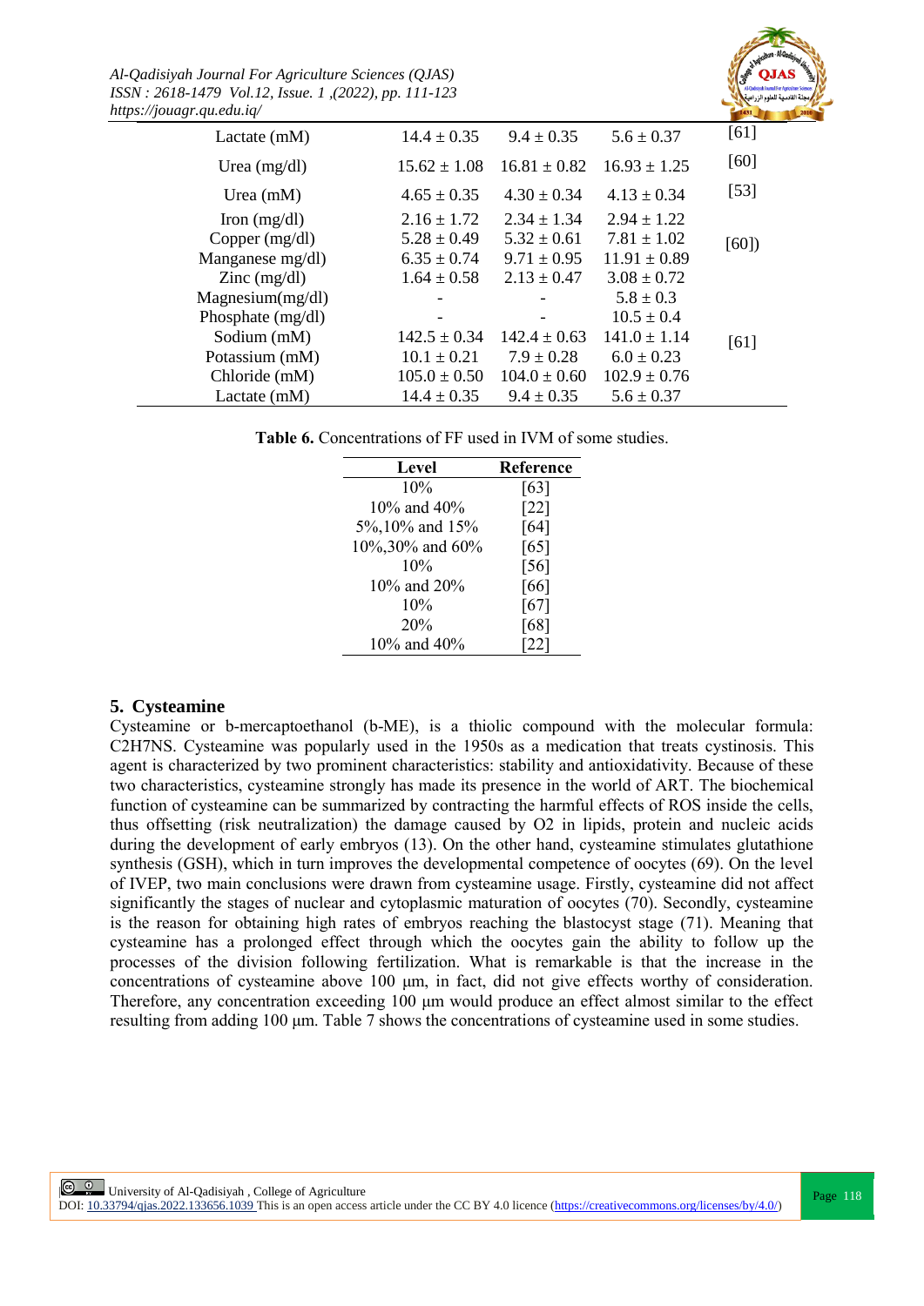| | | | | |
|---|---|---|---|---|
| Lactate (mM) | 14.4 ± 0.35 | 9.4 ± 0.35 | 5.6 ± 0.37 | [61] |
| Urea (mg/dl) | 15.62 ± 1.08 | 16.81 ± 0.82 | 16.93 ± 1.25 | [60] |
| Urea (mM) | 4.65 ± 0.35 | 4.30 ± 0.34 | 4.13 ± 0.34 | [53] |
| Iron (mg/dl) | 2.16 ± 1.72 | 2.34 ± 1.34 | 2.94 ± 1.22 | [60]) |
| Copper (mg/dl) | 5.28 ± 0.49 | 5.32 ± 0.61 | 7.81 ± 1.02 | |
| Manganese mg/dl) | 6.35 ± 0.74 | 9.71 ± 0.95 | 11.91 ± 0.89 | |
| Zinc (mg/dl) | 1.64 ± 0.58 | 2.13 ± 0.47 | 3.08 ± 0.72 | |
| Magnesium(mg/dl) | - | - | 5.8 ± 0.3 | |
| Phosphate (mg/dl) | - | - | 10.5 ± 0.4 | |
| Sodium (mM) | 142.5 ± 0.34 | 142.4 ± 0.63 | 141.0 ± 1.14 | [61] |
| Potassium (mM) | 10.1 ± 0.21 | 7.9 ± 0.28 | 6.0 ± 0.23 | |
| Chloride (mM) | 105.0 ± 0.50 | 104.0 ± 0.60 | 102.9 ± 0.76 | |
| Lactate (mM) | 14.4 ± 0.35 | 9.4 ± 0.35 | 5.6 ± 0.37 | |

**Table 6.** Concentrations of FF used in IVM of some studies.

| Level | Reference |
|---|---|
| 10% | [63] |
| 10% and 40% | [22] |
| 5%,10% and 15% | [64] |
| 10%,30% and 60% | [65] |
| 10% | [56] |
| 10% and 20% | [66] |
| 10% | [67] |
| 20% | [68] |
| 10% and 40% | [22] |

## 5. Cysteamine

Cysteamine or b-mercaptoethanol (b-ME), is a thiolic compound with the molecular formula: $C_2H_7NS$. Cysteamine was popularly used in the 1950s as a medication that treats cystinosis. This agent is characterized by two prominent characteristics: stability and antioxidativity. Because of these two characteristics, cysteamine strongly has made its presence in the world of ART. The biochemical function of cysteamine can be summarized by contracting the harmful effects of ROS inside the cells, thus offsetting (risk neutralization) the damage caused by $O_2$ in lipids, protein and nucleic acids during the development of early embryos (13). On the other hand, cysteamine stimulates glutathione synthesis (GSH), which in turn improves the developmental competence of oocytes (69). On the level of IVEP, two main conclusions were drawn from cysteamine usage. Firstly, cysteamine did not affect significantly the stages of nuclear and cytoplasmic maturation of oocytes (70). Secondly, cysteamine is the reason for obtaining high rates of embryos reaching the blastocyst stage (71). Meaning that cysteamine has a prolonged effect through which the oocytes gain the ability to follow up the processes of the division following fertilization. What is remarkable is that the increase in the concentrations of cysteamine above 100 µm, in fact, did not give effects worthy of consideration. Therefore, any concentration exceeding 100 µm would produce an effect almost similar to the effect resulting from adding 100 µm. Table 7 shows the concentrations of cysteamine used in some studies.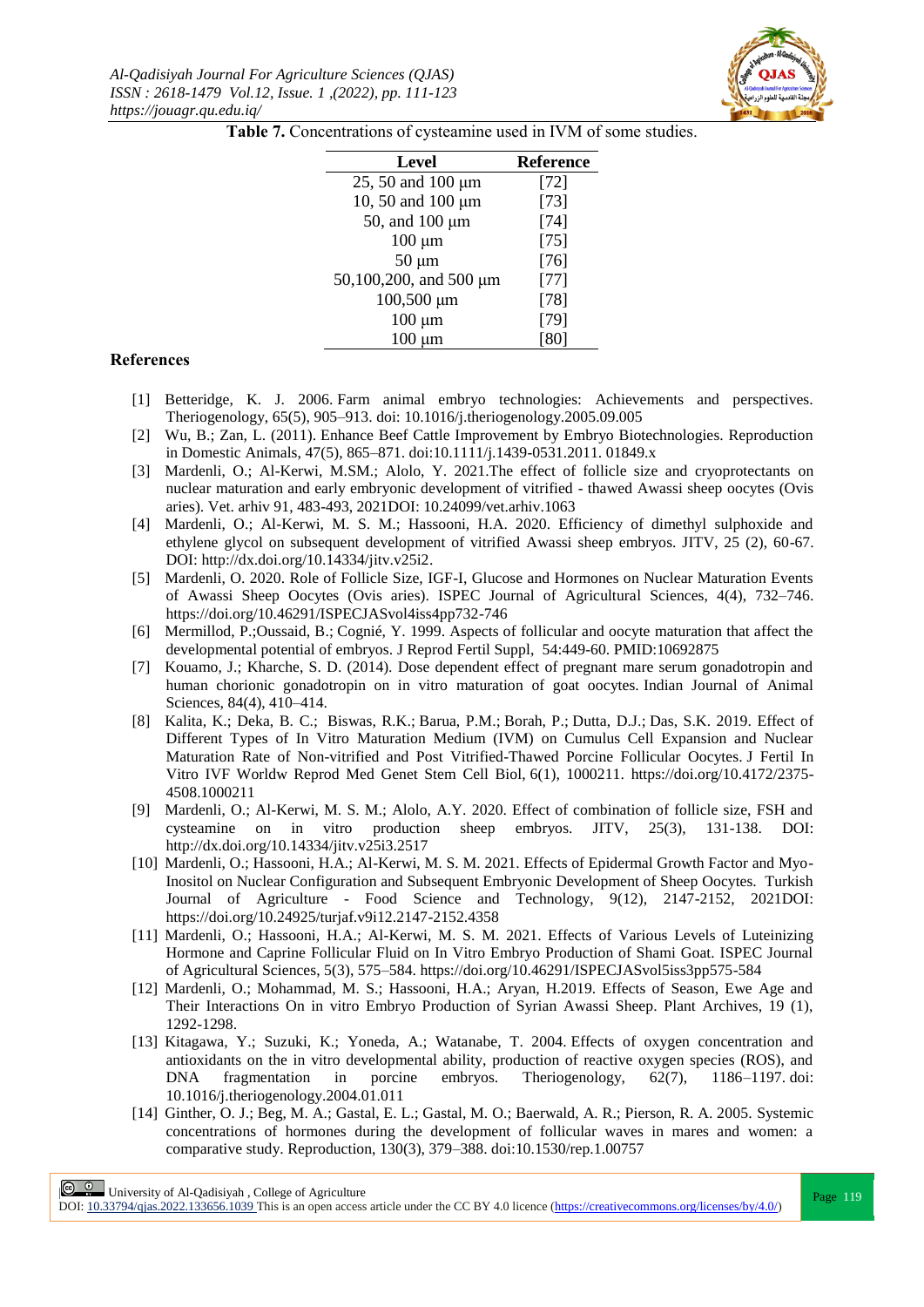**Table 7.** Concentrations of cysteamine used in IVM of some studies.

| Level | Reference |
|---|---|
| 25, 50 and 100 μm | [72] |
| 10, 50 and 100 μm | [73] |
| 50, and 100 μm | [74] |
| 100 μm | [75] |
| 50 μm | [76] |
| 50,100,200, and 500 μm | [77] |
| 100,500 μm | [78] |
| 100 μm | [79] |
| 100 μm | [80] |

## References

[1] Betteridge, K. J. 2006. Farm animal embryo technologies: Achievements and perspectives. Theriogenology, 65(5), 905–913. doi: 10.1016/j.theriogenology.2005.09.005

[2] Wu, B.; Zan, L. (2011). Enhance Beef Cattle Improvement by Embryo Biotechnologies. Reproduction in Domestic Animals, 47(5), 865–871. doi:10.1111/j.1439-0531.2011. 01849.x

[3] Mardenli, O.; Al-Kerwi, M.SM.; Alolo, Y. 2021.The effect of follicle size and cryoprotectants on nuclear maturation and early embryonic development of vitrified - thawed Awassi sheep oocytes (Ovis aries). Vet. arhiv 91, 483-493, 2021DOI: 10.24099/vet.arhiv.1063

[4] Mardenli, O.; Al-Kerwi, M. S. M.; Hassooni, H.A. 2020. Efficiency of dimethyl sulphoxide and ethylene glycol on subsequent development of vitrified Awassi sheep embryos. JITV, 25 (2), 60-67. DOI: http://dx.doi.org/10.14334/jitv.v25i2.

[5] Mardenli, O. 2020. Role of Follicle Size, IGF-I, Glucose and Hormones on Nuclear Maturation Events of Awassi Sheep Oocytes (Ovis aries). ISPEC Journal of Agricultural Sciences, 4(4), 732–746. https://doi.org/10.46291/ISPECJASvol4iss4pp732-746

[6] Mermillod, P.;Oussaid, B.; Cognié, Y. 1999. Aspects of follicular and oocyte maturation that affect the developmental potential of embryos. J Reprod Fertil Suppl, 54:449-60. PMID:10692875

[7] Kouamo, J.; Kharche, S. D. (2014). Dose dependent effect of pregnant mare serum gonadotropin and human chorionic gonadotropin on in vitro maturation of goat oocytes. Indian Journal of Animal Sciences, 84(4), 410–414.

[8] Kalita, K.; Deka, B. C.; Biswas, R.K.; Barua, P.M.; Borah, P.; Dutta, D.J.; Das, S.K. 2019. Effect of Different Types of In Vitro Maturation Medium (IVM) on Cumulus Cell Expansion and Nuclear Maturation Rate of Non-vitrified and Post Vitrified-Thawed Porcine Follicular Oocytes. J Fertil In Vitro IVF Worldw Reprod Med Genet Stem Cell Biol, 6(1), 1000211. https://doi.org/10.4172/2375-4508.1000211

[9] Mardenli, O.; Al-Kerwi, M. S. M.; Alolo, A.Y. 2020. Effect of combination of follicle size, FSH and cysteamine on in vitro production sheep embryos. JITV, 25(3), 131-138. DOI: http://dx.doi.org/10.14334/jitv.v25i3.2517

[10] Mardenli, O.; Hassooni, H.A.; Al-Kerwi, M. S. M. 2021. Effects of Epidermal Growth Factor and Myo-Inositol on Nuclear Configuration and Subsequent Embryonic Development of Sheep Oocytes. Turkish Journal of Agriculture - Food Science and Technology, 9(12), 2147-2152, 2021DOI: https://doi.org/10.24925/turjaf.v9i12.2147-2152.4358

[11] Mardenli, O.; Hassooni, H.A.; Al-Kerwi, M. S. M. 2021. Effects of Various Levels of Luteinizing Hormone and Caprine Follicular Fluid on In Vitro Embryo Production of Shami Goat. ISPEC Journal of Agricultural Sciences, 5(3), 575–584. https://doi.org/10.46291/ISPECJASvol5iss3pp575-584

[12] Mardenli, O.; Mohammad, M. S.; Hassooni, H.A.; Aryan, H.2019. Effects of Season, Ewe Age and Their Interactions On in vitro Embryo Production of Syrian Awassi Sheep. Plant Archives, 19 (1), 1292-1298.

[13] Kitagawa, Y.; Suzuki, K.; Yoneda, A.; Watanabe, T. 2004. Effects of oxygen concentration and antioxidants on the in vitro developmental ability, production of reactive oxygen species (ROS), and DNA fragmentation in porcine embryos. Theriogenology, 62(7), 1186–1197. doi: 10.1016/j.theriogenology.2004.01.011

[14] Ginther, O. J.; Beg, M. A.; Gastal, E. L.; Gastal, M. O.; Baerwald, A. R.; Pierson, R. A. 2005. Systemic concentrations of hormones during the development of follicular waves in mares and women: a comparative study. Reproduction, 130(3), 379–388. doi:10.1530/rep.1.00757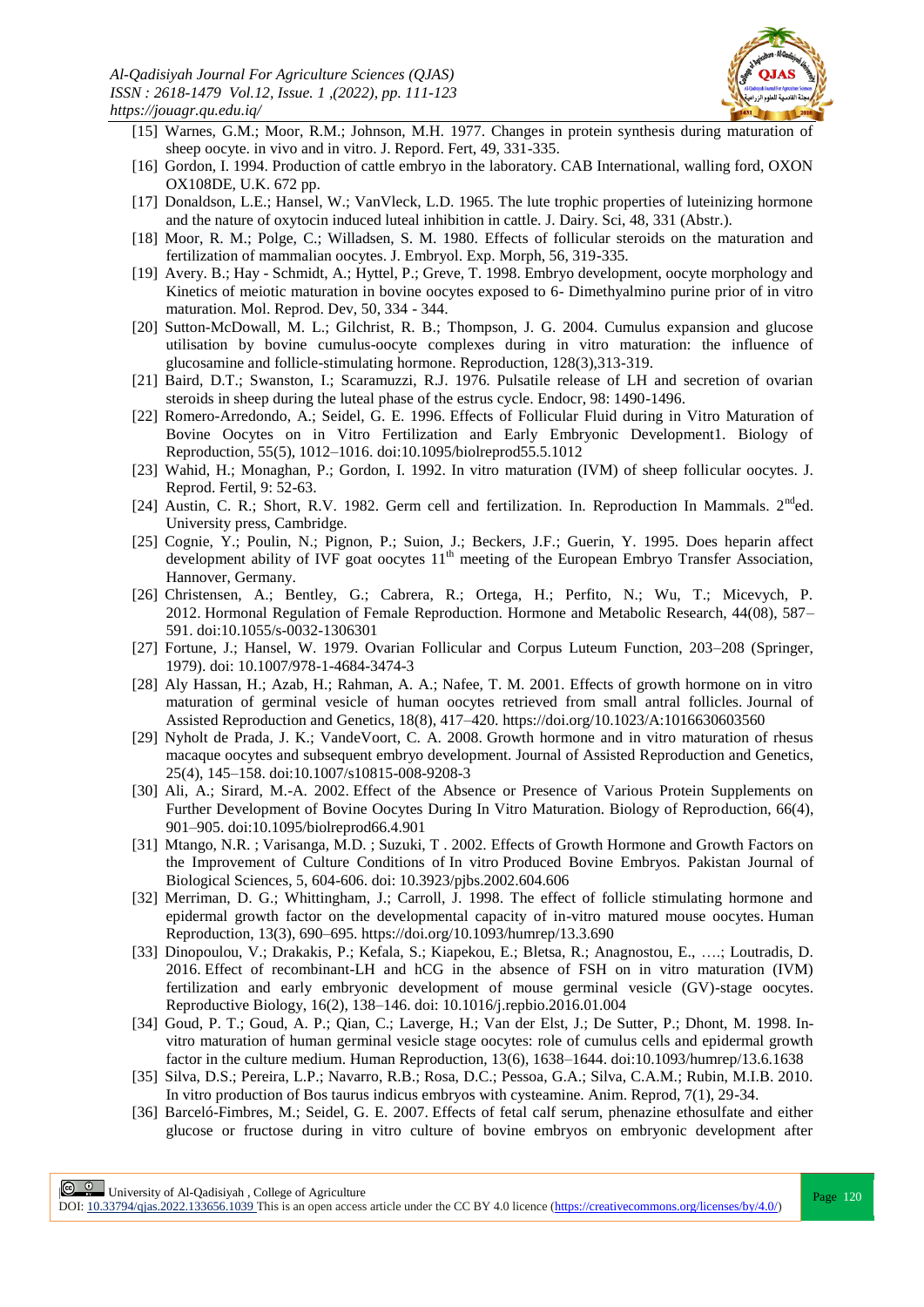[15] Warnes, G.M.; Moor, R.M.; Johnson, M.H. 1977. Changes in protein synthesis during maturation of sheep oocyte. in vivo and in vitro. J. Repord. Fert, 49, 331-335.

[16] Gordon, I. 1994. Production of cattle embryo in the laboratory. CAB International, walling ford, OXON OX108DE, U.K. 672 pp.

[17] Donaldson, L.E.; Hansel, W.; VanVleck, L.D. 1965. The lute trophic properties of luteinizing hormone and the nature of oxytocin induced luteal inhibition in cattle. J. Dairy. Sci, 48, 331 (Abstr.).

[18] Moor, R. M.; Polge, C.; Willadsen, S. M. 1980. Effects of follicular steroids on the maturation and fertilization of mammalian oocytes. J. Embryol. Exp. Morph, 56, 319-335.

[19] Avery. B.; Hay - Schmidt, A.; Hyttel, P.; Greve, T. 1998. Embryo development, oocyte morphology and Kinetics of meiotic maturation in bovine oocytes exposed to 6- Dimethyalmino purine prior of in vitro maturation. Mol. Reprod. Dev, 50, 334 - 344.

[20] Sutton-McDowall, M. L.; Gilchrist, R. B.; Thompson, J. G. 2004. Cumulus expansion and glucose utilisation by bovine cumulus-oocyte complexes during in vitro maturation: the influence of glucosamine and follicle-stimulating hormone. Reproduction, 128(3),313-319.

[21] Baird, D.T.; Swanston, I.; Scaramuzzi, R.J. 1976. Pulsatile release of LH and secretion of ovarian steroids in sheep during the luteal phase of the estrus cycle. Endocr, 98: 1490-1496.

[22] Romero-Arredondo, A.; Seidel, G. E. 1996. Effects of Follicular Fluid during in Vitro Maturation of Bovine Oocytes on in Vitro Fertilization and Early Embryonic Development1. Biology of Reproduction, 55(5), 1012–1016. doi:10.1095/biolreprod55.5.1012

[23] Wahid, H.; Monaghan, P.; Gordon, I. 1992. In vitro maturation (IVM) of sheep follicular oocytes. J. Reprod. Fertil, 9: 52-63.

[24] Austin, C. R.; Short, R.V. 1982. Germ cell and fertilization. In. Reproduction In Mammals. 2nd ed. University press, Cambridge.

[25] Cognie, Y.; Poulin, N.; Pignon, P.; Suion, J.; Beckers, J.F.; Guerin, Y. 1995. Does heparin affect development ability of IVF goat oocytes 11th meeting of the European Embryo Transfer Association, Hannover, Germany.

[26] Christensen, A.; Bentley, G.; Cabrera, R.; Ortega, H.; Perfito, N.; Wu, T.; Micevych, P. 2012. Hormonal Regulation of Female Reproduction. Hormone and Metabolic Research, 44(08), 587–591. doi:10.1055/s-0032-1306301

[27] Fortune, J.; Hansel, W. 1979. Ovarian Follicular and Corpus Luteum Function, 203–208 (Springer, 1979). doi: 10.1007/978-1-4684-3474-3

[28] Aly Hassan, H.; Azab, H.; Rahman, A. A.; Nafee, T. M. 2001. Effects of growth hormone on in vitro maturation of germinal vesicle of human oocytes retrieved from small antral follicles. Journal of Assisted Reproduction and Genetics, 18(8), 417–420. https://doi.org/10.1023/A:1016630603560

[29] Nyholt de Prada, J. K.; VandeVoort, C. A. 2008. Growth hormone and in vitro maturation of rhesus macaque oocytes and subsequent embryo development. Journal of Assisted Reproduction and Genetics, 25(4), 145–158. doi:10.1007/s10815-008-9208-3

[30] Ali, A.; Sirard, M.-A. 2002. Effect of the Absence or Presence of Various Protein Supplements on Further Development of Bovine Oocytes During In Vitro Maturation. Biology of Reproduction, 66(4), 901–905. doi:10.1095/biolreprod66.4.901

[31] Mtango, N.R. ; Varisanga, M.D. ; Suzuki, T . 2002. Effects of Growth Hormone and Growth Factors on the Improvement of Culture Conditions of In vitro Produced Bovine Embryos. Pakistan Journal of Biological Sciences, 5, 604-606. doi: 10.3923/pjbs.2002.604.606

[32] Merriman, D. G.; Whittingham, J.; Carroll, J. 1998. The effect of follicle stimulating hormone and epidermal growth factor on the developmental capacity of in-vitro matured mouse oocytes. Human Reproduction, 13(3), 690–695. https://doi.org/10.1093/humrep/13.3.690

[33] Dinopoulou, V.; Drakakis, P.; Kefala, S.; Kiapekou, E.; Bletsa, R.; Anagnostou, E., ….; Loutradis, D. 2016. Effect of recombinant-LH and hCG in the absence of FSH on in vitro maturation (IVM) fertilization and early embryonic development of mouse germinal vesicle (GV)-stage oocytes. Reproductive Biology, 16(2), 138–146. doi: 10.1016/j.repbio.2016.01.004

[34] Goud, P. T.; Goud, A. P.; Qian, C.; Laverge, H.; Van der Elst, J.; De Sutter, P.; Dhont, M. 1998. In-vitro maturation of human germinal vesicle stage oocytes: role of cumulus cells and epidermal growth factor in the culture medium. Human Reproduction, 13(6), 1638–1644. doi:10.1093/humrep/13.6.1638

[35] Silva, D.S.; Pereira, L.P.; Navarro, R.B.; Rosa, D.C.; Pessoa, G.A.; Silva, C.A.M.; Rubin, M.I.B. 2010. In vitro production of Bos taurus indicus embryos with cysteamine. Anim. Reprod, 7(1), 29-34.

[36] Barceló-Fimbres, M.; Seidel, G. E. 2007. Effects of fetal calf serum, phenazine ethosulfate and either glucose or fructose during in vitro culture of bovine embryos on embryonic development after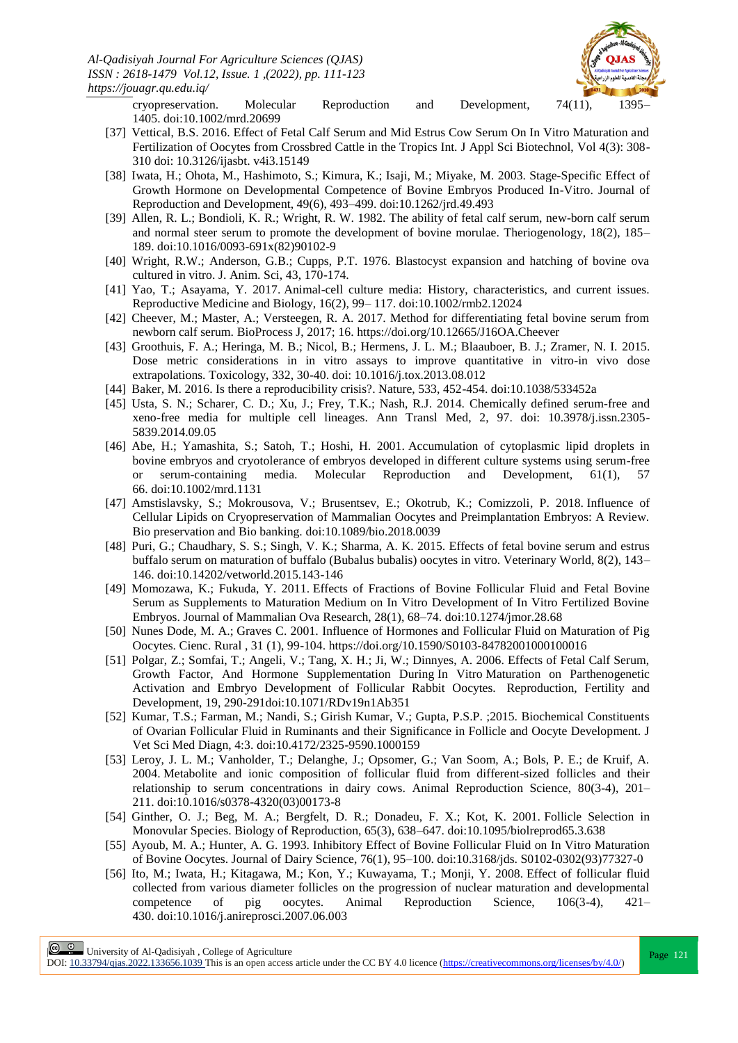cryopreservation. Molecular Reproduction and Development, 74(11), 1395–1405. doi:10.1002/mrd.20699

[37] Vettical, B.S. 2016. Effect of Fetal Calf Serum and Mid Estrus Cow Serum On In Vitro Maturation and Fertilization of Oocytes from Crossbred Cattle in the Tropics Int. J Appl Sci Biotechnol, Vol 4(3): 308-310 doi: 10.3126/ijasbt. v4i3.15149

[38] Iwata, H.; Ohota, M., Hashimoto, S.; Kimura, K.; Isaji, M.; Miyake, M. 2003. Stage-Specific Effect of Growth Hormone on Developmental Competence of Bovine Embryos Produced In-Vitro. Journal of Reproduction and Development, 49(6), 493–499. doi:10.1262/jrd.49.493

[39] Allen, R. L.; Bondioli, K. R.; Wright, R. W. 1982. The ability of fetal calf serum, new-born calf serum and normal steer serum to promote the development of bovine morulae. Theriogenology, 18(2), 185–189. doi:10.1016/0093-691x(82)90102-9

[40] Wright, R.W.; Anderson, G.B.; Cupps, P.T. 1976. Blastocyst expansion and hatching of bovine ova cultured in vitro. J. Anim. Sci, 43, 170-174.

[41] Yao, T.; Asayama, Y. 2017. Animal-cell culture media: History, characteristics, and current issues. Reproductive Medicine and Biology, 16(2), 99– 117. doi:10.1002/rmb2.12024

[42] Cheever, M.; Master, A.; Versteegen, R. A. 2017. Method for differentiating fetal bovine serum from newborn calf serum. BioProcess J, 2017; 16. https://doi.org/10.12665/J16OA.Cheever

[43] Groothuis, F. A.; Heringa, M. B.; Nicol, B.; Hermens, J. L. M.; Blaauboer, B. J.; Zramer, N. I. 2015. Dose metric considerations in in vitro assays to improve quantitative in vitro-in vivo dose extrapolations. Toxicology, 332, 30-40. doi: 10.1016/j.tox.2013.08.012

[44] Baker, M. 2016. Is there a reproducibility crisis?. Nature, 533, 452-454. doi:10.1038/533452a

[45] Usta, S. N.; Scharer, C. D.; Xu, J.; Frey, T.K.; Nash, R.J. 2014. Chemically defined serum-free and xeno-free media for multiple cell lineages. Ann Transl Med, 2, 97. doi: 10.3978/j.issn.2305-5839.2014.09.05

[46] Abe, H.; Yamashita, S.; Satoh, T.; Hoshi, H. 2001. Accumulation of cytoplasmic lipid droplets in bovine embryos and cryotolerance of embryos developed in different culture systems using serum-free or serum-containing media. Molecular Reproduction and Development, 61(1), 57 66. doi:10.1002/mrd.1131

[47] Amstislavsky, S.; Mokrousova, V.; Brusentsev, E.; Okotrub, K.; Comizzoli, P. 2018. Influence of Cellular Lipids on Cryopreservation of Mammalian Oocytes and Preimplantation Embryos: A Review. Bio preservation and Bio banking. doi:10.1089/bio.2018.0039

[48] Puri, G.; Chaudhary, S. S.; Singh, V. K.; Sharma, A. K. 2015. Effects of fetal bovine serum and estrus buffalo serum on maturation of buffalo (Bubalus bubalis) oocytes in vitro. Veterinary World, 8(2), 143–146. doi:10.14202/vetworld.2015.143-146

[49] Momozawa, K.; Fukuda, Y. 2011. Effects of Fractions of Bovine Follicular Fluid and Fetal Bovine Serum as Supplements to Maturation Medium on In Vitro Development of In Vitro Fertilized Bovine Embryos. Journal of Mammalian Ova Research, 28(1), 68–74. doi:10.1274/jmor.28.68

[50] Nunes Dode, M. A.; Graves C. 2001. Influence of Hormones and Follicular Fluid on Maturation of Pig Oocytes. Cienc. Rural , 31 (1), 99-104. https://doi.org/10.1590/S0103-84782001000100016

[51] Polgar, Z.; Somfai, T.; Angeli, V.; Tang, X. H.; Ji, W.; Dinnyes, A. 2006. Effects of Fetal Calf Serum, Growth Factor, And Hormone Supplementation During In Vitro Maturation on Parthenogenetic Activation and Embryo Development of Follicular Rabbit Oocytes. Reproduction, Fertility and Development, 19, 290-291doi:10.1071/RDv19n1Ab351

[52] Kumar, T.S.; Farman, M.; Nandi, S.; Girish Kumar, V.; Gupta, P.S.P. ;2015. Biochemical Constituents of Ovarian Follicular Fluid in Ruminants and their Significance in Follicle and Oocyte Development. J Vet Sci Med Diagn, 4:3. doi:10.4172/2325-9590.1000159

[53] Leroy, J. L. M.; Vanholder, T.; Delanghe, J.; Opsomer, G.; Van Soom, A.; Bols, P. E.; de Kruif, A. 2004. Metabolite and ionic composition of follicular fluid from different-sized follicles and their relationship to serum concentrations in dairy cows. Animal Reproduction Science, 80(3-4), 201–211. doi:10.1016/s0378-4320(03)00173-8

[54] Ginther, O. J.; Beg, M. A.; Bergfelt, D. R.; Donadeu, F. X.; Kot, K. 2001. Follicle Selection in Monovular Species. Biology of Reproduction, 65(3), 638–647. doi:10.1095/biolreprod65.3.638

[55] Ayoub, M. A.; Hunter, A. G. 1993. Inhibitory Effect of Bovine Follicular Fluid on In Vitro Maturation of Bovine Oocytes. Journal of Dairy Science, 76(1), 95–100. doi:10.3168/jds. S0102-0302(93)77327-0

[56] Ito, M.; Iwata, H.; Kitagawa, M.; Kon, Y.; Kuwayama, T.; Monji, Y. 2008. Effect of follicular fluid collected from various diameter follicles on the progression of nuclear maturation and developmental competence of pig oocytes. Animal Reproduction Science, 106(3-4), 421–430. doi:10.1016/j.anireprosci.2007.06.003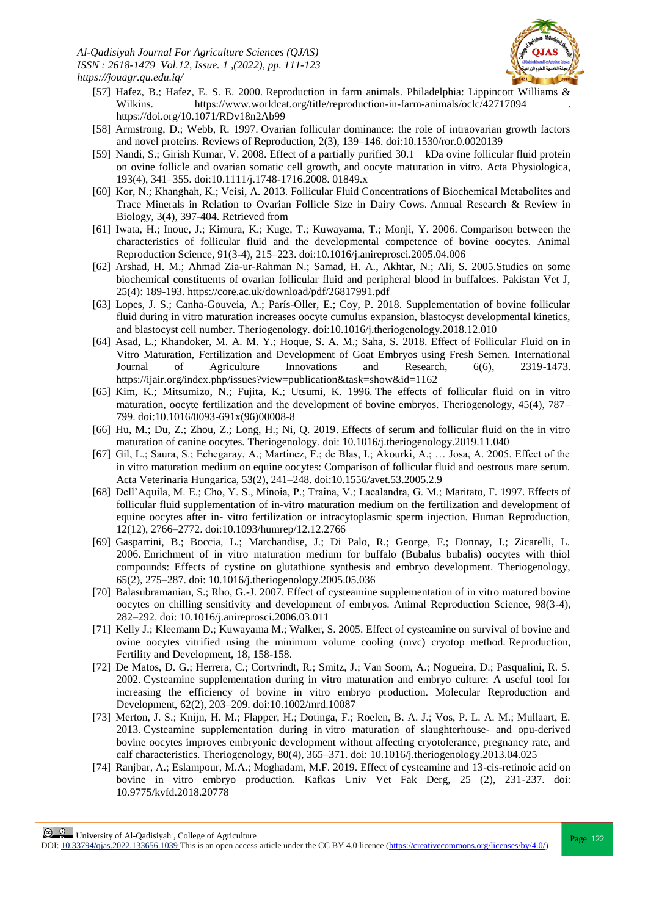[57] Hafez, B.; Hafez, E. S. E. 2000. Reproduction in farm animals. Philadelphia: Lippincott Williams & Wilkins. https://www.worldcat.org/title/reproduction-in-farm-animals/oclc/42717094 . https://doi.org/10.1071/RDv18n2Ab99

[58] Armstrong, D.; Webb, R. 1997. Ovarian follicular dominance: the role of intraovarian growth factors and novel proteins. Reviews of Reproduction, 2(3), 139–146. doi:10.1530/ror.0.0020139

[59] Nandi, S.; Girish Kumar, V. 2008. Effect of a partially purified 30.1 kDa ovine follicular fluid protein on ovine follicle and ovarian somatic cell growth, and oocyte maturation in vitro. Acta Physiologica, 193(4), 341–355. doi:10.1111/j.1748-1716.2008. 01849.x

[60] Kor, N.; Khanghah, K.; Veisi, A. 2013. Follicular Fluid Concentrations of Biochemical Metabolites and Trace Minerals in Relation to Ovarian Follicle Size in Dairy Cows. Annual Research & Review in Biology, 3(4), 397-404. Retrieved from

[61] Iwata, H.; Inoue, J.; Kimura, K.; Kuge, T.; Kuwayama, T.; Monji, Y. 2006. Comparison between the characteristics of follicular fluid and the developmental competence of bovine oocytes. Animal Reproduction Science, 91(3-4), 215–223. doi:10.1016/j.anireprosci.2005.04.006

[62] Arshad, H. M.; Ahmad Zia-ur-Rahman N.; Samad, H. A., Akhtar, N.; Ali, S. 2005.Studies on some biochemical constituents of ovarian follicular fluid and peripheral blood in buffaloes. Pakistan Vet J, 25(4): 189-193. https://core.ac.uk/download/pdf/26817991.pdf

[63] Lopes, J. S.; Canha-Gouveia, A.; París-Oller, E.; Coy, P. 2018. Supplementation of bovine follicular fluid during in vitro maturation increases oocyte cumulus expansion, blastocyst developmental kinetics, and blastocyst cell number. Theriogenology. doi:10.1016/j.theriogenology.2018.12.010

[64] Asad, L.; Khandoker, M. A. M. Y.; Hoque, S. A. M.; Saha, S. 2018. Effect of Follicular Fluid on in Vitro Maturation, Fertilization and Development of Goat Embryos using Fresh Semen. International Journal of Agriculture Innovations and Research, 6(6), 2319-1473. https://ijair.org/index.php/issues?view=publication&task=show&id=1162

[65] Kim, K.; Mitsumizo, N.; Fujita, K.; Utsumi, K. 1996. The effects of follicular fluid on in vitro maturation, oocyte fertilization and the development of bovine embryos. Theriogenology, 45(4), 787–799. doi:10.1016/0093-691x(96)00008-8

[66] Hu, M.; Du, Z.; Zhou, Z.; Long, H.; Ni, Q. 2019. Effects of serum and follicular fluid on the in vitro maturation of canine oocytes. Theriogenology. doi: 10.1016/j.theriogenology.2019.11.040

[67] Gil, L.; Saura, S.; Echegaray, A.; Martinez, F.; de Blas, I.; Akourki, A.; … Josa, A. 2005. Effect of the in vitro maturation medium on equine oocytes: Comparison of follicular fluid and oestrous mare serum. Acta Veterinaria Hungarica, 53(2), 241–248. doi:10.1556/avet.53.2005.2.9

[68] Dell'Aquila, M. E.; Cho, Y. S., Minoia, P.; Traina, V.; Lacalandra, G. M.; Maritato, F. 1997. Effects of follicular fluid supplementation of in-vitro maturation medium on the fertilization and development of equine oocytes after in- vitro fertilization or intracytoplasmic sperm injection. Human Reproduction, 12(12), 2766–2772. doi:10.1093/humrep/12.12.2766

[69] Gasparrini, B.; Boccia, L.; Marchandise, J.; Di Palo, R.; George, F.; Donnay, I.; Zicarelli, L. 2006. Enrichment of in vitro maturation medium for buffalo (Bubalus bubalis) oocytes with thiol compounds: Effects of cystine on glutathione synthesis and embryo development. Theriogenology, 65(2), 275–287. doi: 10.1016/j.theriogenology.2005.05.036

[70] Balasubramanian, S.; Rho, G.-J. 2007. Effect of cysteamine supplementation of in vitro matured bovine oocytes on chilling sensitivity and development of embryos. Animal Reproduction Science, 98(3-4), 282–292. doi: 10.1016/j.anireprosci.2006.03.011

[71] Kelly J.; Kleemann D.; Kuwayama M.; Walker, S. 2005. Effect of cysteamine on survival of bovine and ovine oocytes vitrified using the minimum volume cooling (mvc) cryotop method. Reproduction, Fertility and Development, 18, 158-158.

[72] De Matos, D. G.; Herrera, C.; Cortvrindt, R.; Smitz, J.; Van Soom, A.; Nogueira, D.; Pasqualini, R. S. 2002. Cysteamine supplementation during in vitro maturation and embryo culture: A useful tool for increasing the efficiency of bovine in vitro embryo production. Molecular Reproduction and Development, 62(2), 203–209. doi:10.1002/mrd.10087

[73] Merton, J. S.; Knijn, H. M.; Flapper, H.; Dotinga, F.; Roelen, B. A. J.; Vos, P. L. A. M.; Mullaart, E. 2013. Cysteamine supplementation during in vitro maturation of slaughterhouse- and opu-derived bovine oocytes improves embryonic development without affecting cryotolerance, pregnancy rate, and calf characteristics. Theriogenology, 80(4), 365–371. doi: 10.1016/j.theriogenology.2013.04.025

[74] Ranjbar, A.; Eslampour, M.A.; Moghadam, M.F. 2019. Effect of cysteamine and 13-cis-retinoic acid on bovine in vitro embryo production. Kafkas Univ Vet Fak Derg, 25 (2), 231-237. doi: 10.9775/kvfd.2018.20778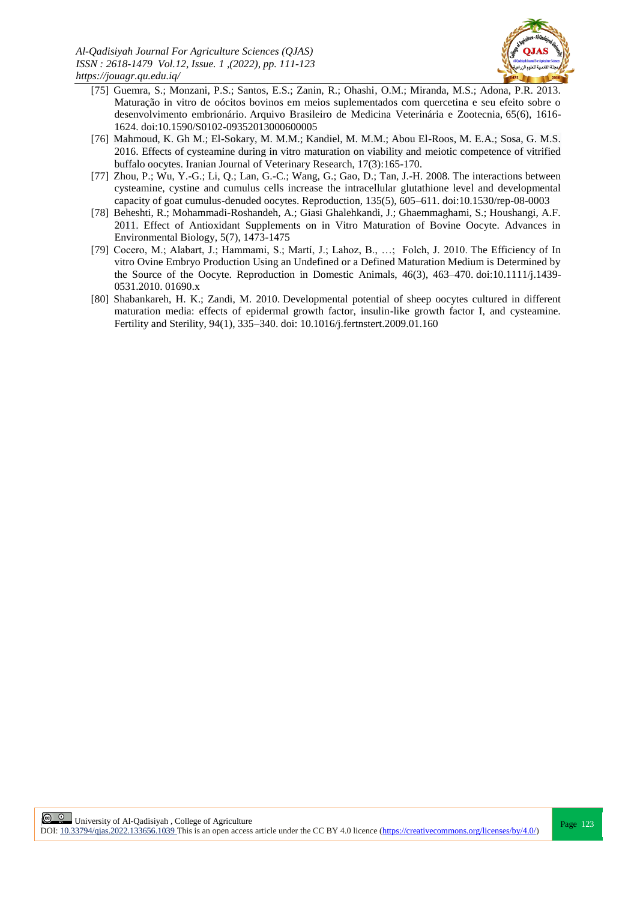[75] Guemra, S.; Monzani, P.S.; Santos, E.S.; Zanin, R.; Ohashi, O.M.; Miranda, M.S.; Adona, P.R. 2013. Maturação in vitro de oócitos bovinos em meios suplementados com quercetina e seu efeito sobre o desenvolvimento embrionário. Arquivo Brasileiro de Medicina Veterinária e Zootecnia, 65(6), 1616-1624. doi:10.1590/S0102-09352013000600005

[76] Mahmoud, K. Gh M.; El-Sokary, M. M.M.; Kandiel, M. M.M.; Abou El-Roos, M. E.A.; Sosa, G. M.S. 2016. Effects of cysteamine during in vitro maturation on viability and meiotic competence of vitrified buffalo oocytes. Iranian Journal of Veterinary Research, 17(3):165-170.

[77] Zhou, P.; Wu, Y.-G.; Li, Q.; Lan, G.-C.; Wang, G.; Gao, D.; Tan, J.-H. 2008. The interactions between cysteamine, cystine and cumulus cells increase the intracellular glutathione level and developmental capacity of goat cumulus-denuded oocytes. Reproduction, 135(5), 605–611. doi:10.1530/rep-08-0003

[78] Beheshti, R.; Mohammadi-Roshandeh, A.; Giasi Ghalehkandi, J.; Ghaemmaghami, S.; Houshangi, A.F. 2011. Effect of Antioxidant Supplements on in Vitro Maturation of Bovine Oocyte. Advances in Environmental Biology, 5(7), 1473-1475

[79] Cocero, M.; Alabart, J.; Hammami, S.; Martí, J.; Lahoz, B., …; Folch, J. 2010. The Efficiency of In vitro Ovine Embryo Production Using an Undefined or a Defined Maturation Medium is Determined by the Source of the Oocyte. Reproduction in Domestic Animals, 46(3), 463–470. doi:10.1111/j.1439-0531.2010. 01690.x

[80] Shabankareh, H. K.; Zandi, M. 2010. Developmental potential of sheep oocytes cultured in different maturation media: effects of epidermal growth factor, insulin-like growth factor I, and cysteamine. Fertility and Sterility, 94(1), 335–340. doi: 10.1016/j.fertnstert.2009.01.160